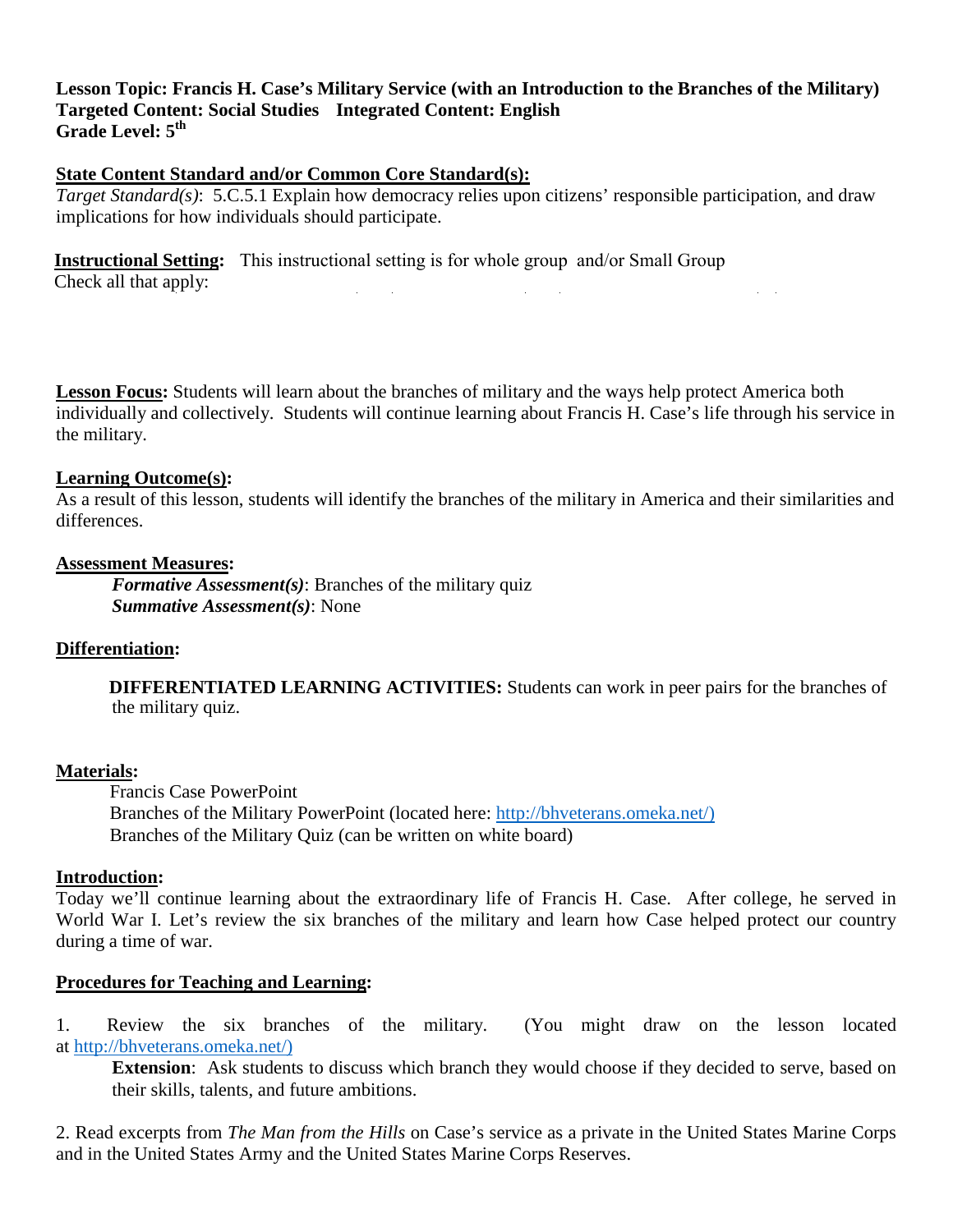**Lesson Topic: Francis H. Case's Military Service (with an Introduction to the Branches of the Military)**
**Targeted Content: Social Studies   Integrated Content: English**
**Grade Level: 5th**

**State Content Standard and/or Common Core Standard(s):**
*Target Standard(s)*: 5.C.5.1 Explain how democracy relies upon citizens' responsible participation, and draw implications for how individuals should participate.

**Instructional Setting:** This instructional setting is for whole group and/or Small Group
Check all that apply:

**Lesson Focus:** Students will learn about the branches of military and the ways help protect America both individually and collectively. Students will continue learning about Francis H. Case's life through his service in the military.

**Learning Outcome(s):**
As a result of this lesson, students will identify the branches of the military in America and their similarities and differences.

**Assessment Measures:**

> ***Formative Assessment(s)***: Branches of the military quiz
> ***Summative Assessment(s)***: None

**Differentiation:**

> **DIFFERENTIATED LEARNING ACTIVITIES:** Students can work in peer pairs for the branches of the military quiz.

**Materials:**

> Francis Case PowerPoint
> Branches of the Military PowerPoint (located here: http://bhveterans.omeka.net/)
> Branches of the Military Quiz (can be written on white board)

**Introduction:**
Today we'll continue learning about the extraordinary life of Francis H. Case. After college, he served in World War I. Let's review the six branches of the military and learn how Case helped protect our country during a time of war.

**Procedures for Teaching and Learning:**

1. Review the six branches of the military. (You might draw on the lesson located at http://bhveterans.omeka.net/)

   **Extension**: Ask students to discuss which branch they would choose if they decided to serve, based on their skills, talents, and future ambitions.

2. Read excerpts from *The Man from the Hills* on Case's service as a private in the United States Marine Corps and in the United States Army and the United States Marine Corps Reserves.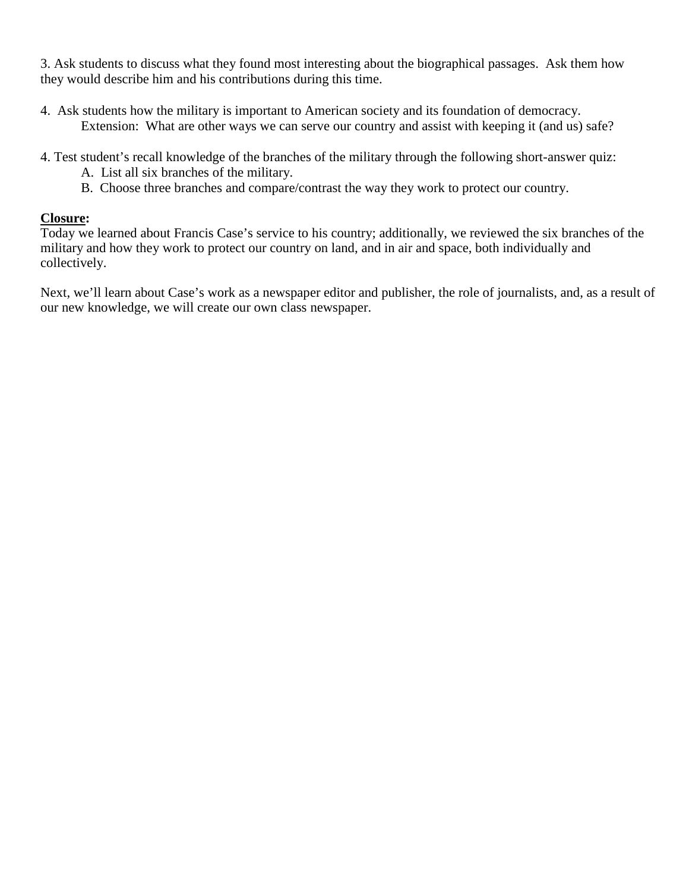3. Ask students to discuss what they found most interesting about the biographical passages. Ask them how they would describe him and his contributions during this time.

4. Ask students how the military is important to American society and its foundation of democracy.
   Extension: What are other ways we can serve our country and assist with keeping it (and us) safe?

4. Test student's recall knowledge of the branches of the military through the following short-answer quiz:
   A. List all six branches of the military.
   B. Choose three branches and compare/contrast the way they work to protect our country.

**Closure:**
Today we learned about Francis Case's service to his country; additionally, we reviewed the six branches of the military and how they work to protect our country on land, and in air and space, both individually and collectively.

Next, we'll learn about Case's work as a newspaper editor and publisher, the role of journalists, and, as a result of our new knowledge, we will create our own class newspaper.